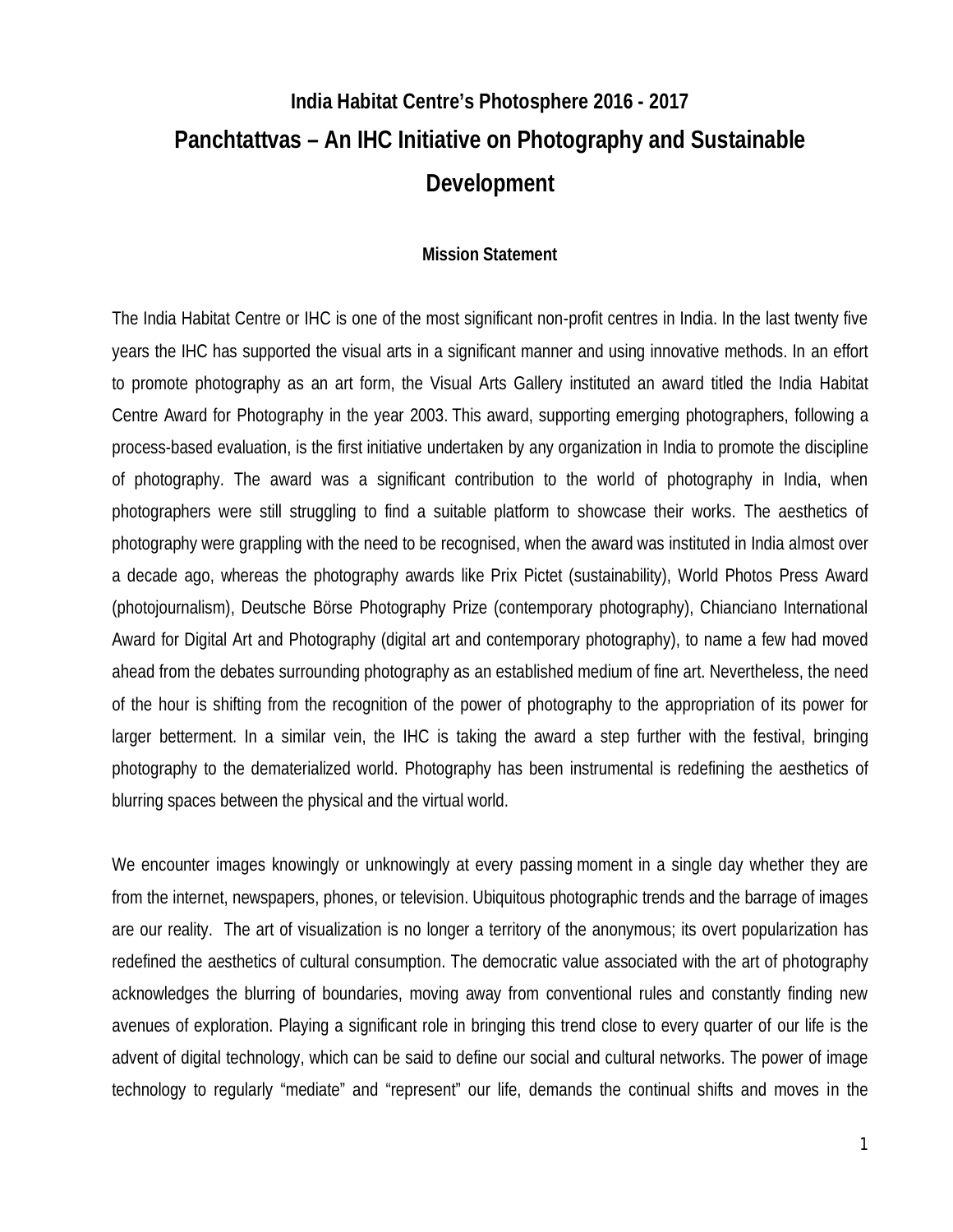# India Habitat Centre's Photosphere 2016 - 2017

# Panchtattvas – An IHC Initiative on Photography and Sustainable Development

### Mission Statement

The India Habitat Centre or IHC is one of the most significant non-profit centres in India. In the last twenty five years the IHC has supported the visual arts in a significant manner and using innovative methods. In an effort to promote photography as an art form, the Visual Arts Gallery instituted an award titled the India Habitat Centre Award for Photography in the year 2003. This award, supporting emerging photographers, following a process-based evaluation, is the first initiative undertaken by any organization in India to promote the discipline of photography. The award was a significant contribution to the world of photography in India, when photographers were still struggling to find a suitable platform to showcase their works. The aesthetics of photography were grappling with the need to be recognised, when the award was instituted in India almost over a decade ago, whereas the photography awards like Prix Pictet (sustainability), World Photos Press Award (photojournalism), Deutsche Börse Photography Prize (contemporary photography), Chianciano International Award for Digital Art and Photography (digital art and contemporary photography), to name a few had moved ahead from the debates surrounding photography as an established medium of fine art. Nevertheless, the need of the hour is shifting from the recognition of the power of photography to the appropriation of its power for larger betterment. In a similar vein, the IHC is taking the award a step further with the festival, bringing photography to the dematerialized world. Photography has been instrumental is redefining the aesthetics of blurring spaces between the physical and the virtual world.

We encounter images knowingly or unknowingly at every passing moment in a single day whether they are from the internet, newspapers, phones, or television. Ubiquitous photographic trends and the barrage of images are our reality. The art of visualization is no longer a territory of the anonymous; its overt popularization has redefined the aesthetics of cultural consumption. The democratic value associated with the art of photography acknowledges the blurring of boundaries, moving away from conventional rules and constantly finding new avenues of exploration. Playing a significant role in bringing this trend close to every quarter of our life is the advent of digital technology, which can be said to define our social and cultural networks. The power of image technology to regularly "mediate" and "represent" our life, demands the continual shifts and moves in the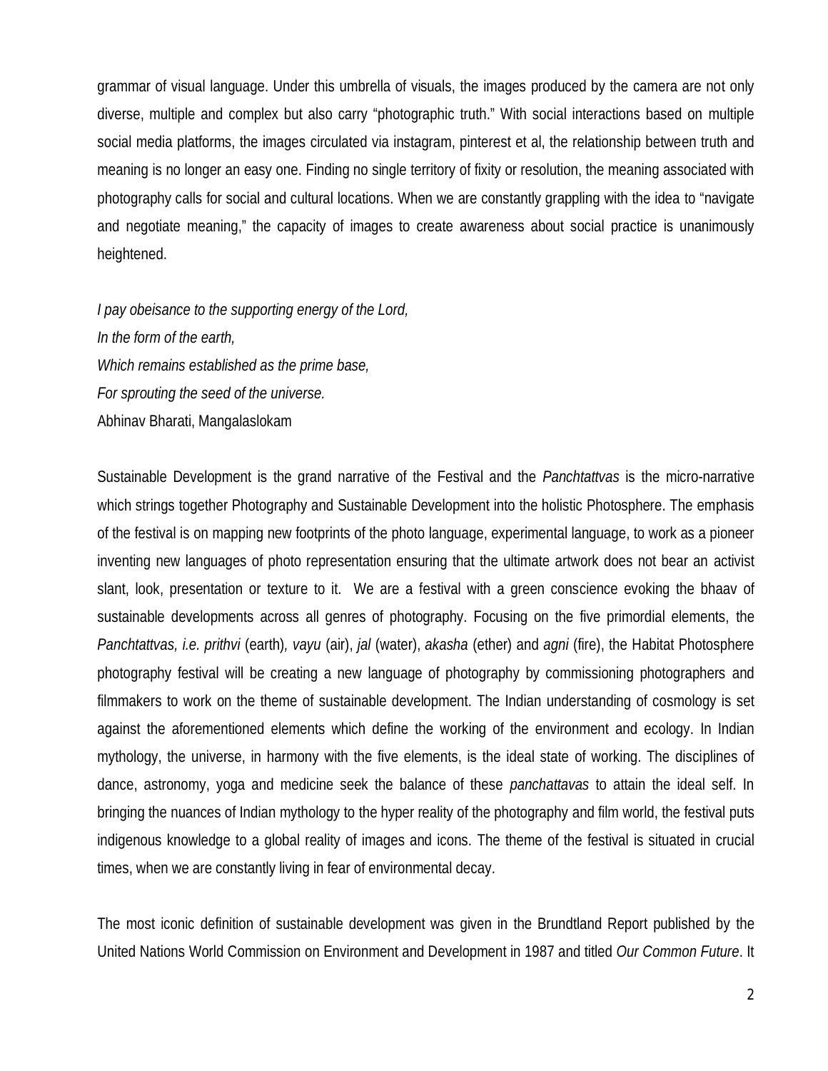grammar of visual language. Under this umbrella of visuals, the images produced by the camera are not only diverse, multiple and complex but also carry "photographic truth." With social interactions based on multiple social media platforms, the images circulated via instagram, pinterest et al, the relationship between truth and meaning is no longer an easy one. Finding no single territory of fixity or resolution, the meaning associated with photography calls for social and cultural locations. When we are constantly grappling with the idea to "navigate and negotiate meaning," the capacity of images to create awareness about social practice is unanimously heightened.

*I pay obeisance to the supporting energy of the Lord,*
*In the form of the earth,*
*Which remains established as the prime base,*
*For sprouting the seed of the universe.*
Abhinav Bharati, Mangalaslokam

Sustainable Development is the grand narrative of the Festival and the *Panchtattvas* is the micro-narrative which strings together Photography and Sustainable Development into the holistic Photosphere. The emphasis of the festival is on mapping new footprints of the photo language, experimental language, to work as a pioneer inventing new languages of photo representation ensuring that the ultimate artwork does not bear an activist slant, look, presentation or texture to it. We are a festival with a green conscience evoking the bhaav of sustainable developments across all genres of photography. Focusing on the five primordial elements, the *Panchtattvas, i.e. prithvi* (earth)*, vayu* (air), *jal* (water), *akasha* (ether) and *agni* (fire), the Habitat Photosphere photography festival will be creating a new language of photography by commissioning photographers and filmmakers to work on the theme of sustainable development. The Indian understanding of cosmology is set against the aforementioned elements which define the working of the environment and ecology. In Indian mythology, the universe, in harmony with the five elements, is the ideal state of working. The disciplines of dance, astronomy, yoga and medicine seek the balance of these *panchattavas* to attain the ideal self. In bringing the nuances of Indian mythology to the hyper reality of the photography and film world, the festival puts indigenous knowledge to a global reality of images and icons. The theme of the festival is situated in crucial times, when we are constantly living in fear of environmental decay.

The most iconic definition of sustainable development was given in the Brundtland Report published by the United Nations World Commission on Environment and Development in 1987 and titled *Our Common Future*. It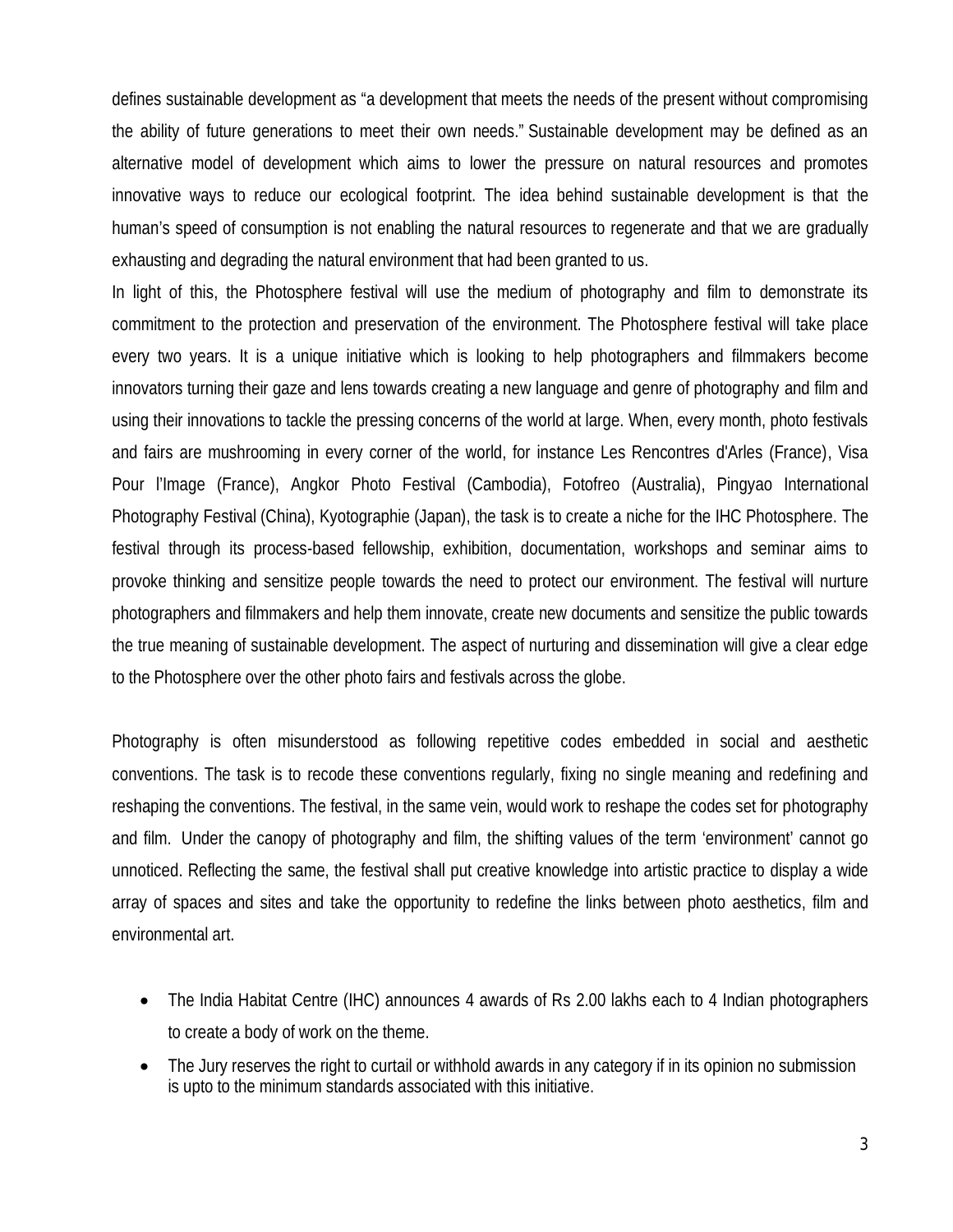defines sustainable development as "a development that meets the needs of the present without compromising the ability of future generations to meet their own needs." Sustainable development may be defined as an alternative model of development which aims to lower the pressure on natural resources and promotes innovative ways to reduce our ecological footprint. The idea behind sustainable development is that the human's speed of consumption is not enabling the natural resources to regenerate and that we are gradually exhausting and degrading the natural environment that had been granted to us.

In light of this, the Photosphere festival will use the medium of photography and film to demonstrate its commitment to the protection and preservation of the environment. The Photosphere festival will take place every two years. It is a unique initiative which is looking to help photographers and filmmakers become innovators turning their gaze and lens towards creating a new language and genre of photography and film and using their innovations to tackle the pressing concerns of the world at large. When, every month, photo festivals and fairs are mushrooming in every corner of the world, for instance Les Rencontres d'Arles (France), Visa Pour l'Image (France), Angkor Photo Festival (Cambodia), Fotofreo (Australia), Pingyao International Photography Festival (China), Kyotographie (Japan), the task is to create a niche for the IHC Photosphere. The festival through its process-based fellowship, exhibition, documentation, workshops and seminar aims to provoke thinking and sensitize people towards the need to protect our environment. The festival will nurture photographers and filmmakers and help them innovate, create new documents and sensitize the public towards the true meaning of sustainable development. The aspect of nurturing and dissemination will give a clear edge to the Photosphere over the other photo fairs and festivals across the globe.

Photography is often misunderstood as following repetitive codes embedded in social and aesthetic conventions. The task is to recode these conventions regularly, fixing no single meaning and redefining and reshaping the conventions. The festival, in the same vein, would work to reshape the codes set for photography and film. Under the canopy of photography and film, the shifting values of the term 'environment' cannot go unnoticed. Reflecting the same, the festival shall put creative knowledge into artistic practice to display a wide array of spaces and sites and take the opportunity to redefine the links between photo aesthetics, film and environmental art.

- The India Habitat Centre (IHC) announces 4 awards of Rs 2.00 lakhs each to 4 Indian photographers to create a body of work on the theme.
- The Jury reserves the right to curtail or withhold awards in any category if in its opinion no submission is upto to the minimum standards associated with this initiative.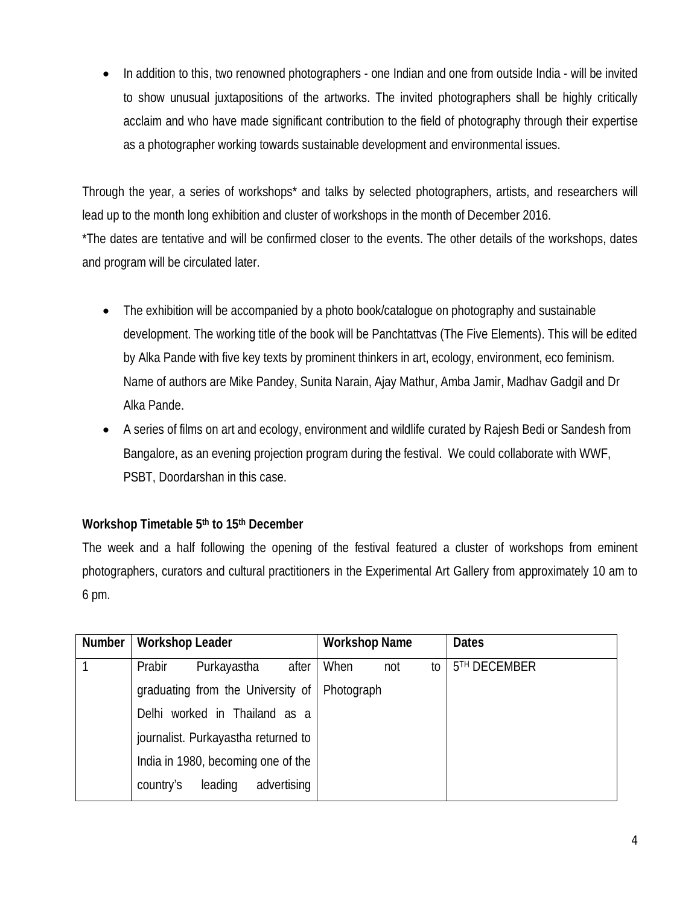- In addition to this, two renowned photographers - one Indian and one from outside India - will be invited to show unusual juxtapositions of the artworks. The invited photographers shall be highly critically acclaim and who have made significant contribution to the field of photography through their expertise as a photographer working towards sustainable development and environmental issues.

Through the year, a series of workshops* and talks by selected photographers, artists, and researchers will lead up to the month long exhibition and cluster of workshops in the month of December 2016.
*The dates are tentative and will be confirmed closer to the events. The other details of the workshops, dates and program will be circulated later.

- The exhibition will be accompanied by a photo book/catalogue on photography and sustainable development. The working title of the book will be Panchtattvas (The Five Elements). This will be edited by Alka Pande with five key texts by prominent thinkers in art, ecology, environment, eco feminism. Name of authors are Mike Pandey, Sunita Narain, Ajay Mathur, Amba Jamir, Madhav Gadgil and Dr Alka Pande.
- A series of films on art and ecology, environment and wildlife curated by Rajesh Bedi or Sandesh from Bangalore, as an evening projection program during the festival. We could collaborate with WWF, PSBT, Doordarshan in this case.

**Workshop Timetable 5th to 15th December**

The week and a half following the opening of the festival featured a cluster of workshops from eminent photographers, curators and cultural practitioners in the Experimental Art Gallery from approximately 10 am to 6 pm.

| Number | Workshop Leader | Workshop Name | Dates |
|---|---|---|---|
| 1 | Prabir Purkayastha after graduating from the University of Delhi worked in Thailand as a journalist. Purkayastha returned to India in 1980, becoming one of the country's leading advertising | When not to Photograph | 5TH DECEMBER |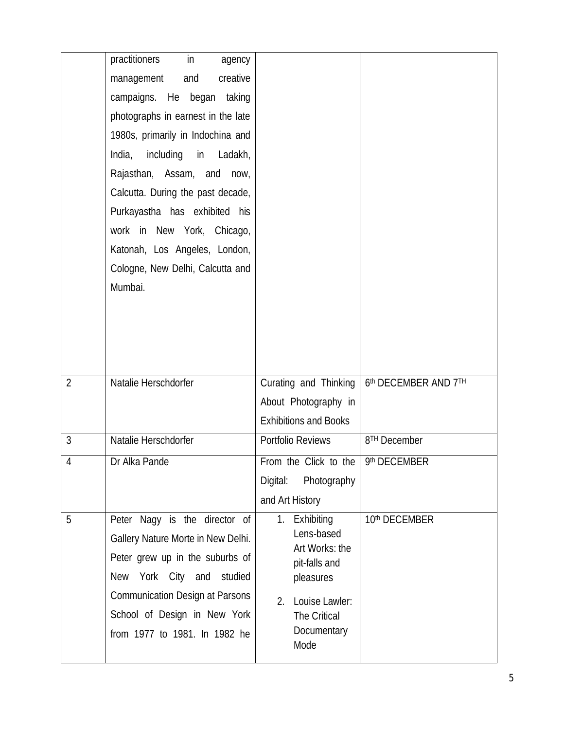| | | | |
|---|---|---|---|
| | practitioners in agency management and creative campaigns. He began taking photographs in earnest in the late 1980s, primarily in Indochina and India, including in Ladakh, Rajasthan, Assam, and now, Calcutta. During the past decade, Purkayastha has exhibited his work in New York, Chicago, Katonah, Los Angeles, London, Cologne, New Delhi, Calcutta and Mumbai. | | |
| 2 | Natalie Herschdorfer | Curating and Thinking About Photography in Exhibitions and Books | 6th DECEMBER AND 7TH |
| 3 | Natalie Herschdorfer | Portfolio Reviews | 8TH December |
| 4 | Dr Alka Pande | From the Click to the Digital: Photography and Art History | 9th DECEMBER |
| 5 | Peter Nagy is the director of Gallery Nature Morte in New Delhi. Peter grew up in the suburbs of New York City and studied Communication Design at Parsons School of Design in New York from 1977 to 1981. In 1982 he | 1. Exhibiting Lens-based Art Works: the pit-falls and pleasures<br>2. Louise Lawler: The Critical Documentary Mode | 10th DECEMBER |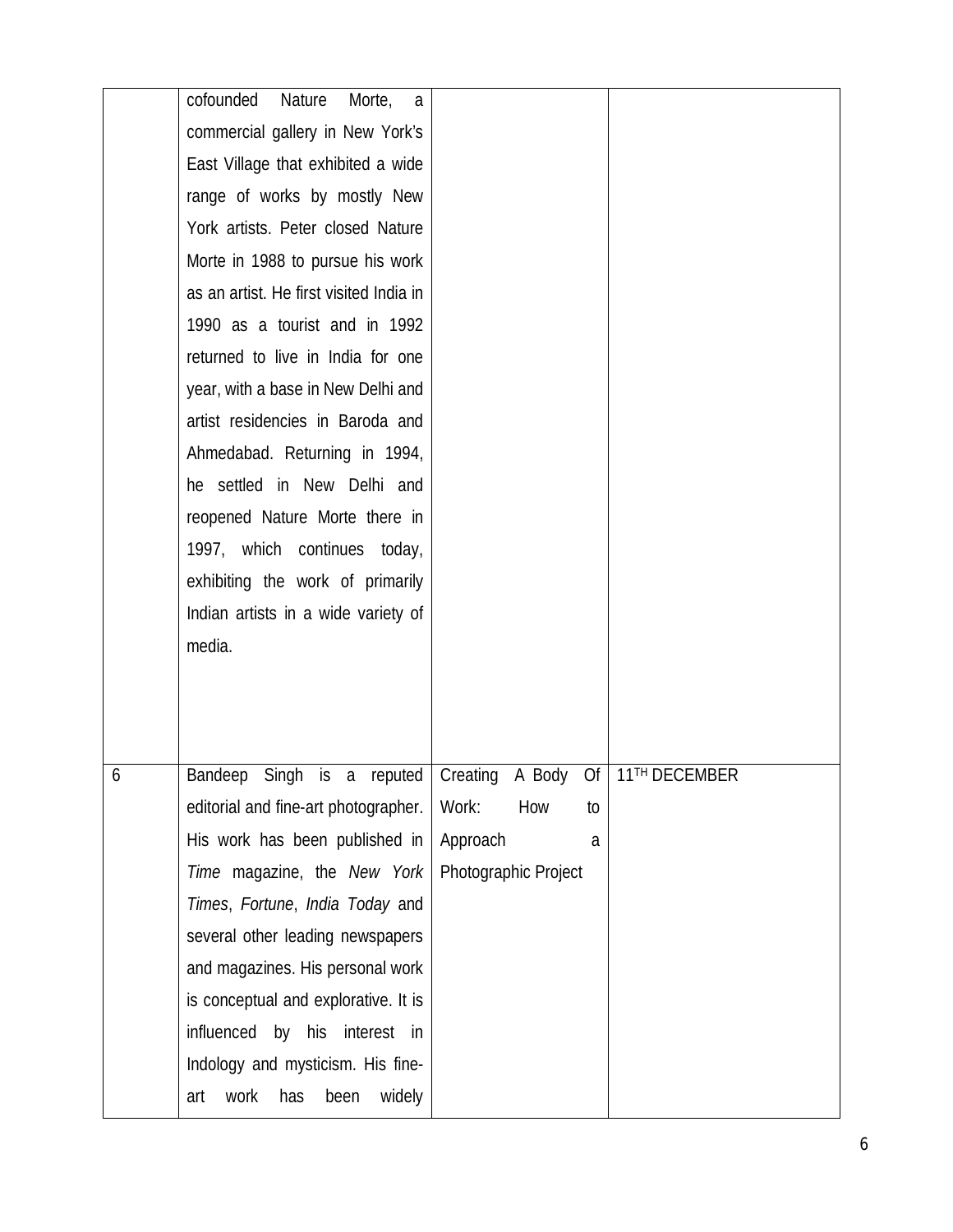| | | | |
|---|---|---|---|
| | cofounded Nature Morte, a commercial gallery in New York's East Village that exhibited a wide range of works by mostly New York artists. Peter closed Nature Morte in 1988 to pursue his work as an artist. He first visited India in 1990 as a tourist and in 1992 returned to live in India for one year, with a base in New Delhi and artist residencies in Baroda and Ahmedabad. Returning in 1994, he settled in New Delhi and reopened Nature Morte there in 1997, which continues today, exhibiting the work of primarily Indian artists in a wide variety of media. | | |
| 6 | Bandeep Singh is a reputed editorial and fine-art photographer. His work has been published in *Time* magazine, the *New York Times*, *Fortune*, *India Today* and several other leading newspapers and magazines. His personal work is conceptual and explorative. It is influenced by his interest in Indology and mysticism. His fine-art work has been widely | Creating A Body Of Work: How to Approach a Photographic Project | 11TH DECEMBER |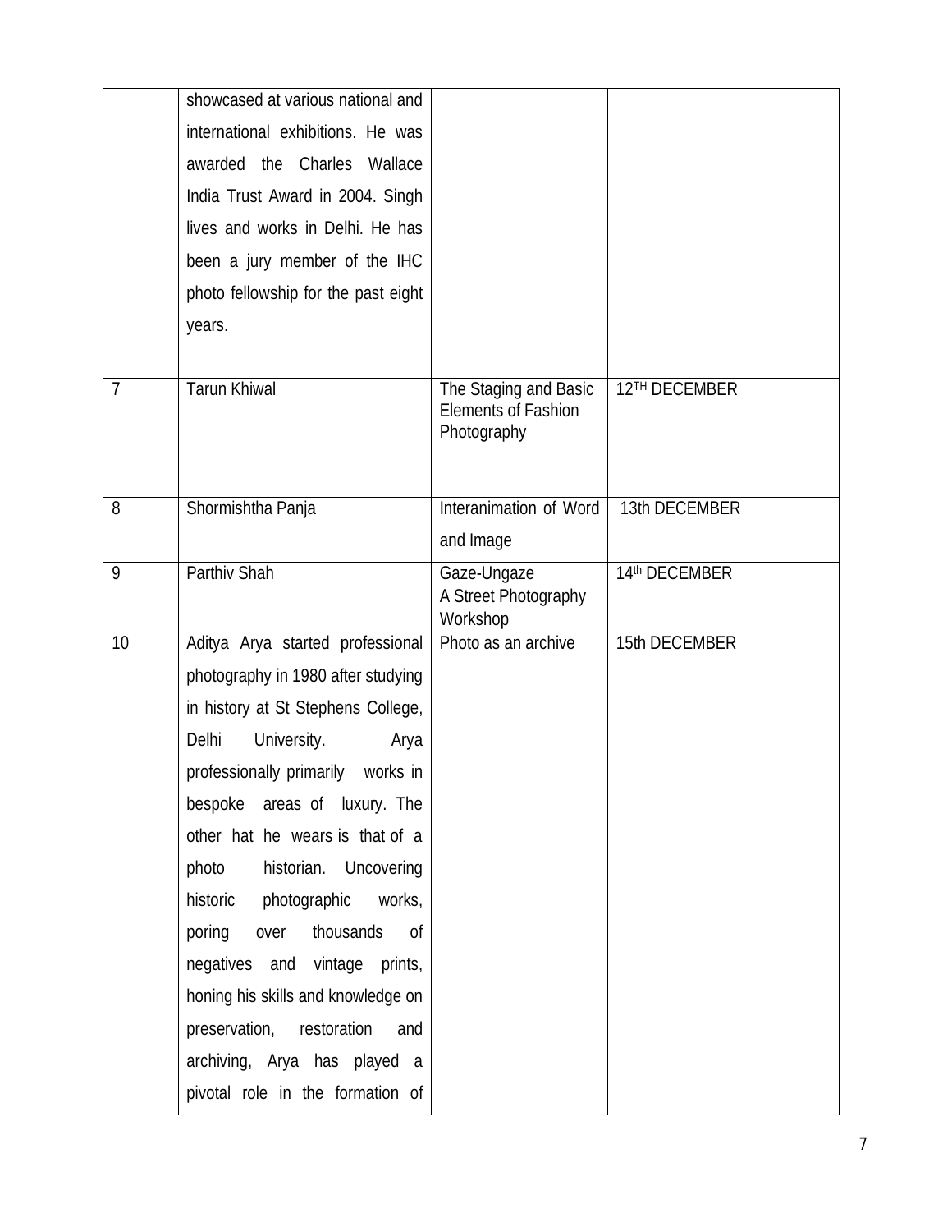|  |  |  |  |
|---|---|---|---|
|  | showcased at various national and international exhibitions. He was awarded the Charles Wallace India Trust Award in 2004. Singh lives and works in Delhi. He has been a jury member of the IHC photo fellowship for the past eight years. |  |  |
| 7 | Tarun Khiwal | The Staging and Basic Elements of Fashion Photography | 12TH DECEMBER |
| 8 | Shormishtha Panja | Interanimation of Word and Image | 13th DECEMBER |
| 9 | Parthiv Shah | Gaze-Ungaze A Street Photography Workshop | 14th DECEMBER |
| 10 | Aditya Arya started professional photography in 1980 after studying in history at St Stephens College, Delhi University. Arya professionally primarily works in bespoke areas of luxury. The other hat he wears is that of a photo historian. Uncovering historic photographic works, poring over thousands of negatives and vintage prints, honing his skills and knowledge on preservation, restoration and archiving, Arya has played a pivotal role in the formation of | Photo as an archive | 15th DECEMBER |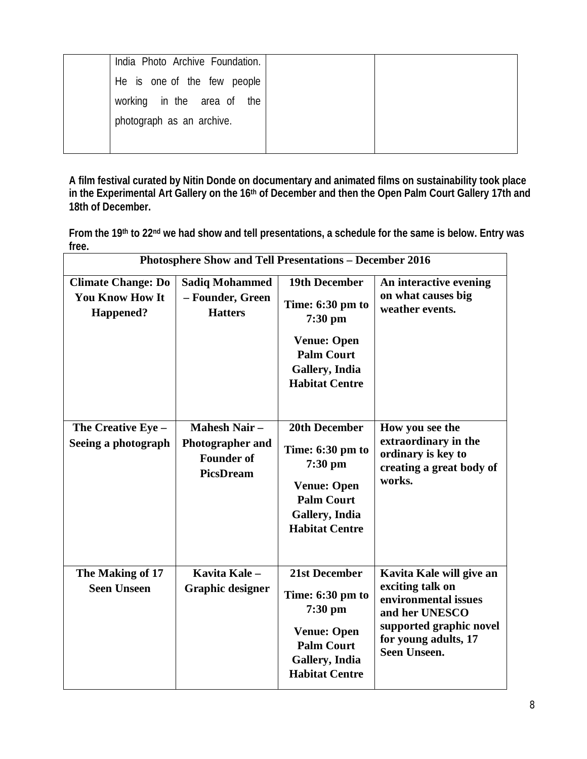| | India Photo Archive Foundation. He is one of the few people working in the area of the photograph as an archive. | | |
|---|---|---|---|

**A film festival curated by Nitin Donde on documentary and animated films on sustainability took place in the Experimental Art Gallery on the 16th of December and then the Open Palm Court Gallery 17th and 18th of December.**

**From the 19th to 22nd we had show and tell presentations, a schedule for the same is below. Entry was free.**

| **Photosphere Show and Tell Presentations – December 2016** | | | |
|---|---|---|---|
| **Climate Change: Do You Know How It Happened?** | **Sadiq Mohammed – Founder, Green Hatters** | **19th December**<br>**Time: 6:30 pm to 7:30 pm**<br>**Venue: Open Palm Court Gallery, India Habitat Centre** | **An interactive evening on what causes big weather events.** |
| **The Creative Eye – Seeing a photograph** | **Mahesh Nair – Photographer and Founder of PicsDream** | **20th December**<br>**Time: 6:30 pm to 7:30 pm**<br>**Venue: Open Palm Court Gallery, India Habitat Centre** | **How you see the extraordinary in the ordinary is key to creating a great body of works.** |
| **The Making of 17 Seen Unseen** | **Kavita Kale – Graphic designer** | **21st December**<br>**Time: 6:30 pm to 7:30 pm**<br>**Venue: Open Palm Court Gallery, India Habitat Centre** | **Kavita Kale will give an exciting talk on environmental issues and her UNESCO supported graphic novel for young adults, 17 Seen Unseen.** |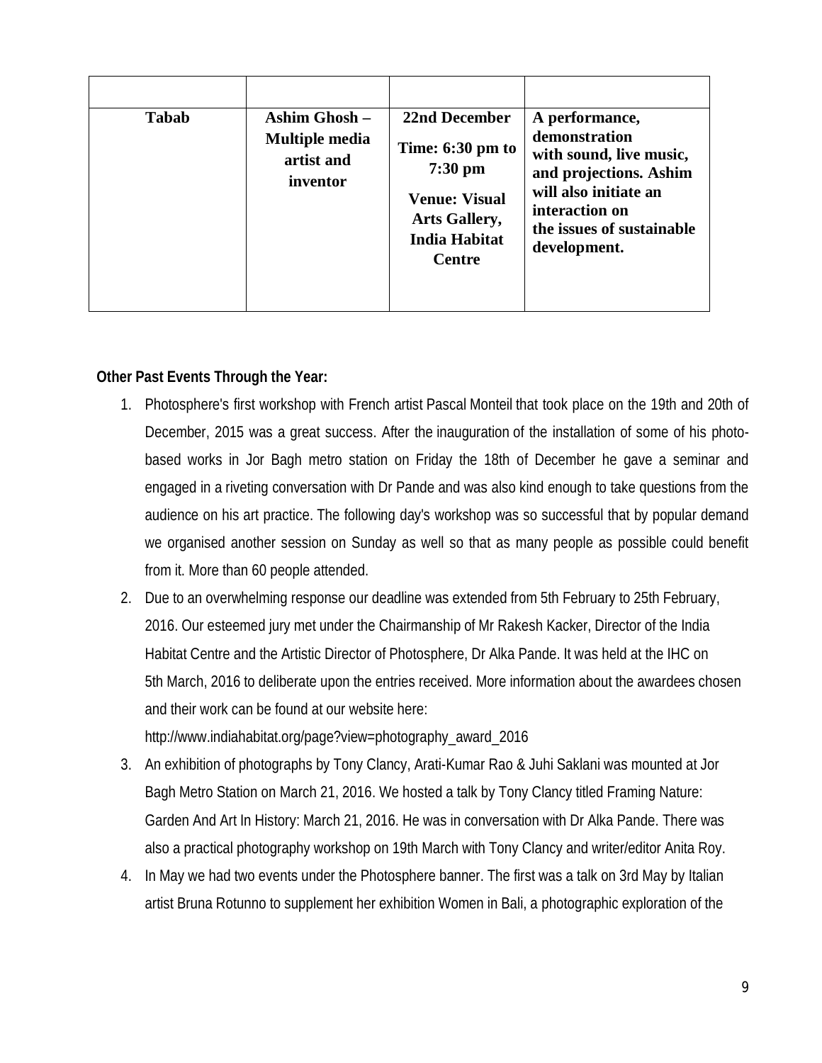| | | | |
|---|---|---|---|
| **Tabab** | **Ashim Ghosh – Multiple media artist and inventor** | **22nd December**<br><br>**Time: 6:30 pm to 7:30 pm**<br><br>**Venue: Visual Arts Gallery, India Habitat Centre** | **A performance, demonstration with sound, live music, and projections. Ashim will also initiate an interaction on the issues of sustainable development.** |

**Other Past Events Through the Year:**

1. Photosphere's first workshop with French artist Pascal Monteil that took place on the 19th and 20th of December, 2015 was a great success. After the inauguration of the installation of some of his photo-based works in Jor Bagh metro station on Friday the 18th of December he gave a seminar and engaged in a riveting conversation with Dr Pande and was also kind enough to take questions from the audience on his art practice. The following day's workshop was so successful that by popular demand we organised another session on Sunday as well so that as many people as possible could benefit from it. More than 60 people attended.
2. Due to an overwhelming response our deadline was extended from 5th February to 25th February, 2016. Our esteemed jury met under the Chairmanship of Mr Rakesh Kacker, Director of the India Habitat Centre and the Artistic Director of Photosphere, Dr Alka Pande. It was held at the IHC on 5th March, 2016 to deliberate upon the entries received. More information about the awardees chosen and their work can be found at our website here: http://www.indiahabitat.org/page?view=photography_award_2016
3. An exhibition of photographs by Tony Clancy, Arati-Kumar Rao & Juhi Saklani was mounted at Jor Bagh Metro Station on March 21, 2016. We hosted a talk by Tony Clancy titled Framing Nature: Garden And Art In History: March 21, 2016. He was in conversation with Dr Alka Pande. There was also a practical photography workshop on 19th March with Tony Clancy and writer/editor Anita Roy.
4. In May we had two events under the Photosphere banner. The first was a talk on 3rd May by Italian artist Bruna Rotunno to supplement her exhibition Women in Bali, a photographic exploration of the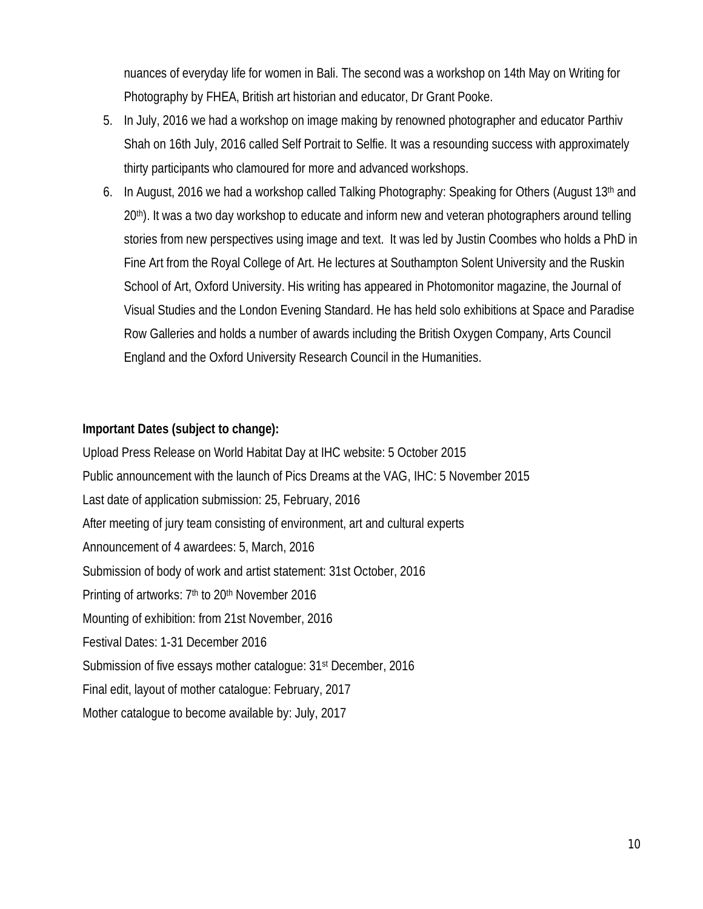nuances of everyday life for women in Bali. The second was a workshop on 14th May on Writing for Photography by FHEA, British art historian and educator, Dr Grant Pooke.

5. In July, 2016 we had a workshop on image making by renowned photographer and educator Parthiv Shah on 16th July, 2016 called Self Portrait to Selfie. It was a resounding success with approximately thirty participants who clamoured for more and advanced workshops.
6. In August, 2016 we had a workshop called Talking Photography: Speaking for Others (August 13th and 20th). It was a two day workshop to educate and inform new and veteran photographers around telling stories from new perspectives using image and text. It was led by Justin Coombes who holds a PhD in Fine Art from the Royal College of Art. He lectures at Southampton Solent University and the Ruskin School of Art, Oxford University. His writing has appeared in Photomonitor magazine, the Journal of Visual Studies and the London Evening Standard. He has held solo exhibitions at Space and Paradise Row Galleries and holds a number of awards including the British Oxygen Company, Arts Council England and the Oxford University Research Council in the Humanities.

**Important Dates (subject to change):**

Upload Press Release on World Habitat Day at IHC website: 5 October 2015
Public announcement with the launch of Pics Dreams at the VAG, IHC: 5 November 2015
Last date of application submission: 25, February, 2016
After meeting of jury team consisting of environment, art and cultural experts
Announcement of 4 awardees: 5, March, 2016
Submission of body of work and artist statement: 31st October, 2016
Printing of artworks: 7th to 20th November 2016
Mounting of exhibition: from 21st November, 2016
Festival Dates: 1-31 December 2016
Submission of five essays mother catalogue: 31st December, 2016
Final edit, layout of mother catalogue: February, 2017
Mother catalogue to become available by: July, 2017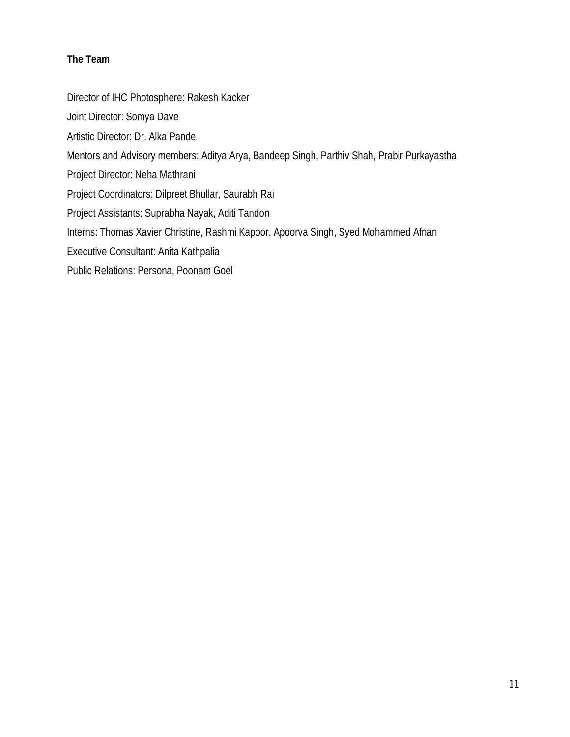**The Team**

Director of IHC Photosphere: Rakesh Kacker

Joint Director: Somya Dave

Artistic Director: Dr. Alka Pande

Mentors and Advisory members: Aditya Arya, Bandeep Singh, Parthiv Shah, Prabir Purkayastha

Project Director: Neha Mathrani

Project Coordinators: Dilpreet Bhullar, Saurabh Rai

Project Assistants: Suprabha Nayak, Aditi Tandon

Interns: Thomas Xavier Christine, Rashmi Kapoor, Apoorva Singh, Syed Mohammed Afnan

Executive Consultant: Anita Kathpalia

Public Relations: Persona, Poonam Goel